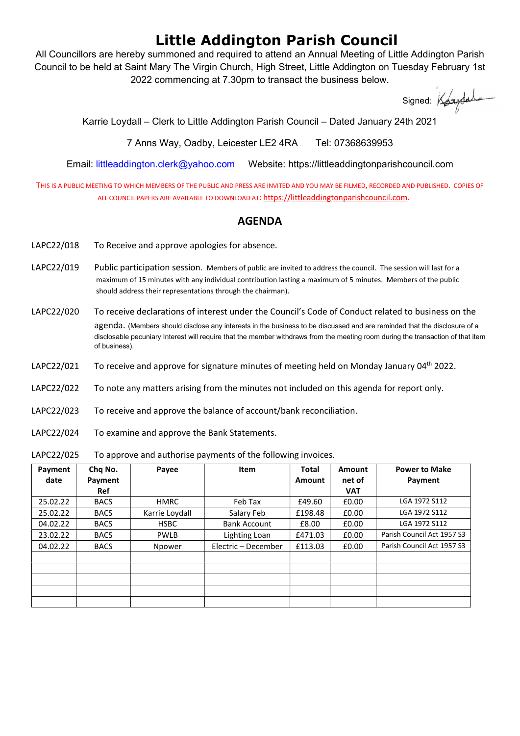# Little Addington Parish Council

All Councillors are hereby summoned and required to attend an Annual Meeting of Little Addington Parish Council to be held at Saint Mary The Virgin Church, High Street, Little Addington on Tuesday February 1st 2022 commencing at 7.30pm to transact the business below.

Signed:

Karrie Loydall – Clerk to Little Addington Parish Council – Dated January 24th 2021

7 Anns Way, Oadby, Leicester LE2 4RA Tel: 07368639953

Email: littleaddington.clerk@yahoo.com Website: https://littleaddingtonparishcouncil.com

THIS IS A PUBLIC MEETING TO WHICH MEMBERS OF THE PUBLIC AND PRESS ARE INVITED AND YOU MAY BE FILMED, RECORDED AND PUBLISHED. COPIES OF ALL COUNCIL PAPERS ARE AVAILABLE TO DOWNLOAD AT: https://littleaddingtonparishcouncil.com.

## AGENDA

LAPC22/018 To Receive and approve apologies for absence.

LAPC22/019 Public participation session. Members of public are invited to address the council. The session will last for a maximum of 15 minutes with any individual contribution lasting a maximum of 5 minutes. Members of the public should address their representations through the chairman).

LAPC22/020 To receive declarations of interest under the Council's Code of Conduct related to business on the agenda. (Members should disclose any interests in the business to be discussed and are reminded that the disclosure of a disclosable pecuniary Interest will require that the member withdraws from the meeting room during the transaction of that item of business).

LAPC22/021 To receive and approve for signature minutes of meeting held on Monday January 04th 2022.

LAPC22/022 To note any matters arising from the minutes not included on this agenda for report only.

LAPC22/023 To receive and approve the balance of account/bank reconciliation.

LAPC22/024 To examine and approve the Bank Statements.

LAPC22/025 To approve and authorise payments of the following invoices.

| Payment date | Chq No. Payment Ref | Payee | Item | Total Amount | Amount net of VAT | Power to Make Payment |
|---|---|---|---|---|---|---|
| 25.02.22 | BACS | HMRC | Feb Tax | £49.60 | £0.00 | LGA 1972 S112 |
| 25.02.22 | BACS | Karrie Loydall | Salary Feb | £198.48 | £0.00 | LGA 1972 S112 |
| 04.02.22 | BACS | HSBC | Bank Account | £8.00 | £0.00 | LGA 1972 S112 |
| 23.02.22 | BACS | PWLB | Lighting Loan | £471.03 | £0.00 | Parish Council Act 1957 S3 |
| 04.02.22 | BACS | Npower | Electric – December | £113.03 | £0.00 | Parish Council Act 1957 S3 |
| | | | | | | |
| | | | | | | |
| | | | | | | |
| | | | | | | |
| | | | | | | |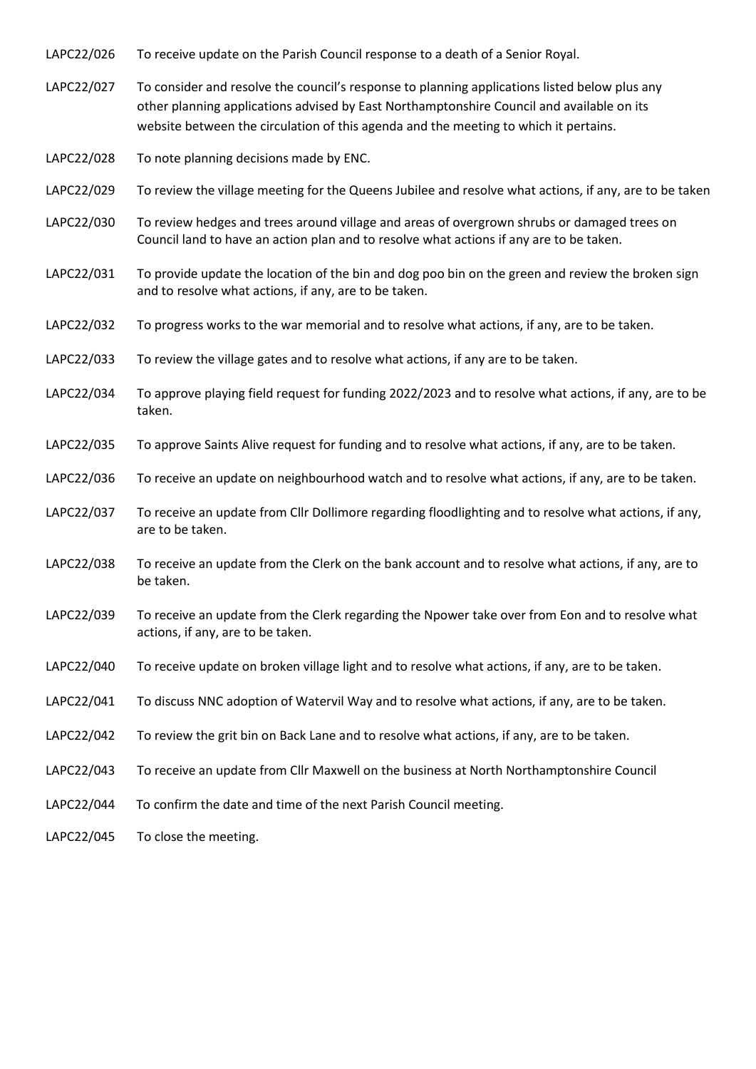LAPC22/026 To receive update on the Parish Council response to a death of a Senior Royal.

LAPC22/027 To consider and resolve the council's response to planning applications listed below plus any other planning applications advised by East Northamptonshire Council and available on its website between the circulation of this agenda and the meeting to which it pertains.

LAPC22/028 To note planning decisions made by ENC.

LAPC22/029 To review the village meeting for the Queens Jubilee and resolve what actions, if any, are to be taken

LAPC22/030 To review hedges and trees around village and areas of overgrown shrubs or damaged trees on Council land to have an action plan and to resolve what actions if any are to be taken.

LAPC22/031 To provide update the location of the bin and dog poo bin on the green and review the broken sign and to resolve what actions, if any, are to be taken.

LAPC22/032 To progress works to the war memorial and to resolve what actions, if any, are to be taken.

LAPC22/033 To review the village gates and to resolve what actions, if any are to be taken.

LAPC22/034 To approve playing field request for funding 2022/2023 and to resolve what actions, if any, are to be taken.

LAPC22/035 To approve Saints Alive request for funding and to resolve what actions, if any, are to be taken.

LAPC22/036 To receive an update on neighbourhood watch and to resolve what actions, if any, are to be taken.

LAPC22/037 To receive an update from Cllr Dollimore regarding floodlighting and to resolve what actions, if any, are to be taken.

LAPC22/038 To receive an update from the Clerk on the bank account and to resolve what actions, if any, are to be taken.

LAPC22/039 To receive an update from the Clerk regarding the Npower take over from Eon and to resolve what actions, if any, are to be taken.

LAPC22/040 To receive update on broken village light and to resolve what actions, if any, are to be taken.

LAPC22/041 To discuss NNC adoption of Watervil Way and to resolve what actions, if any, are to be taken.

LAPC22/042 To review the grit bin on Back Lane and to resolve what actions, if any, are to be taken.

LAPC22/043 To receive an update from Cllr Maxwell on the business at North Northamptonshire Council

LAPC22/044 To confirm the date and time of the next Parish Council meeting.

LAPC22/045 To close the meeting.